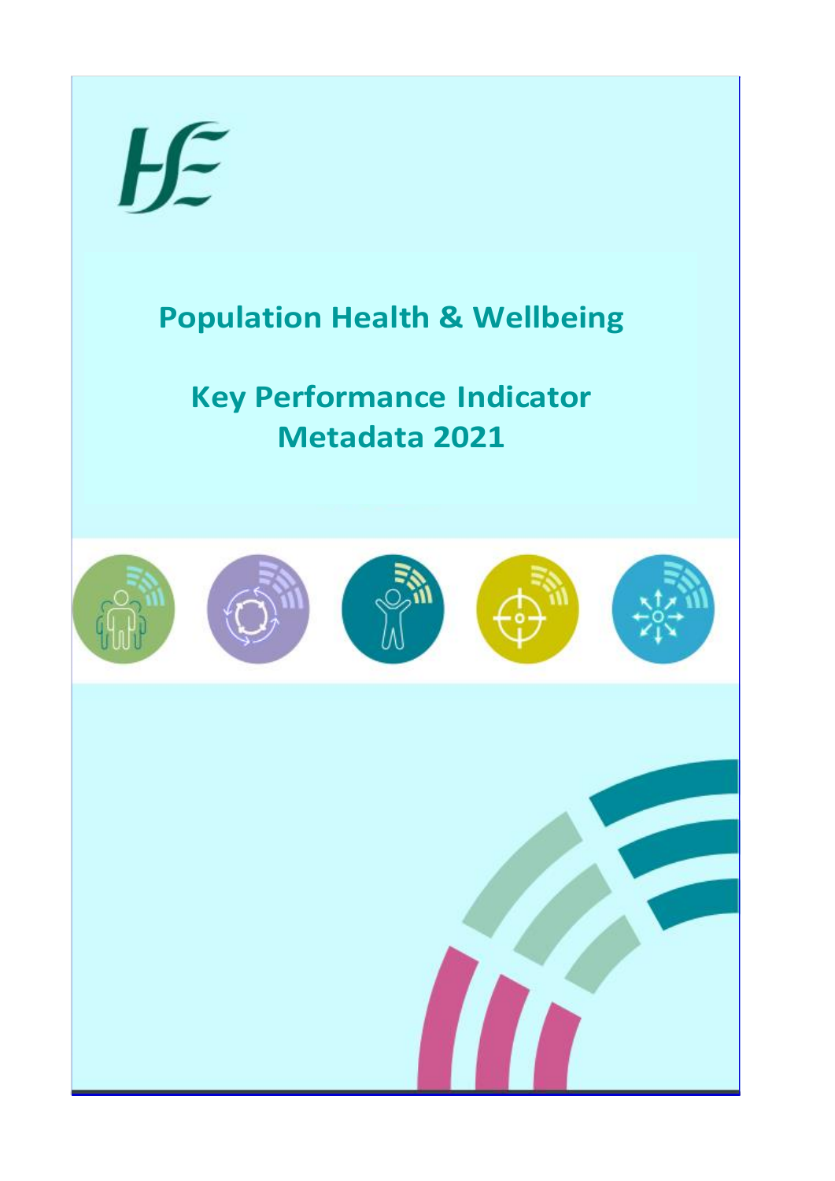# Population Health & Wellbeing

# Key Performance Indicator Metadata 2021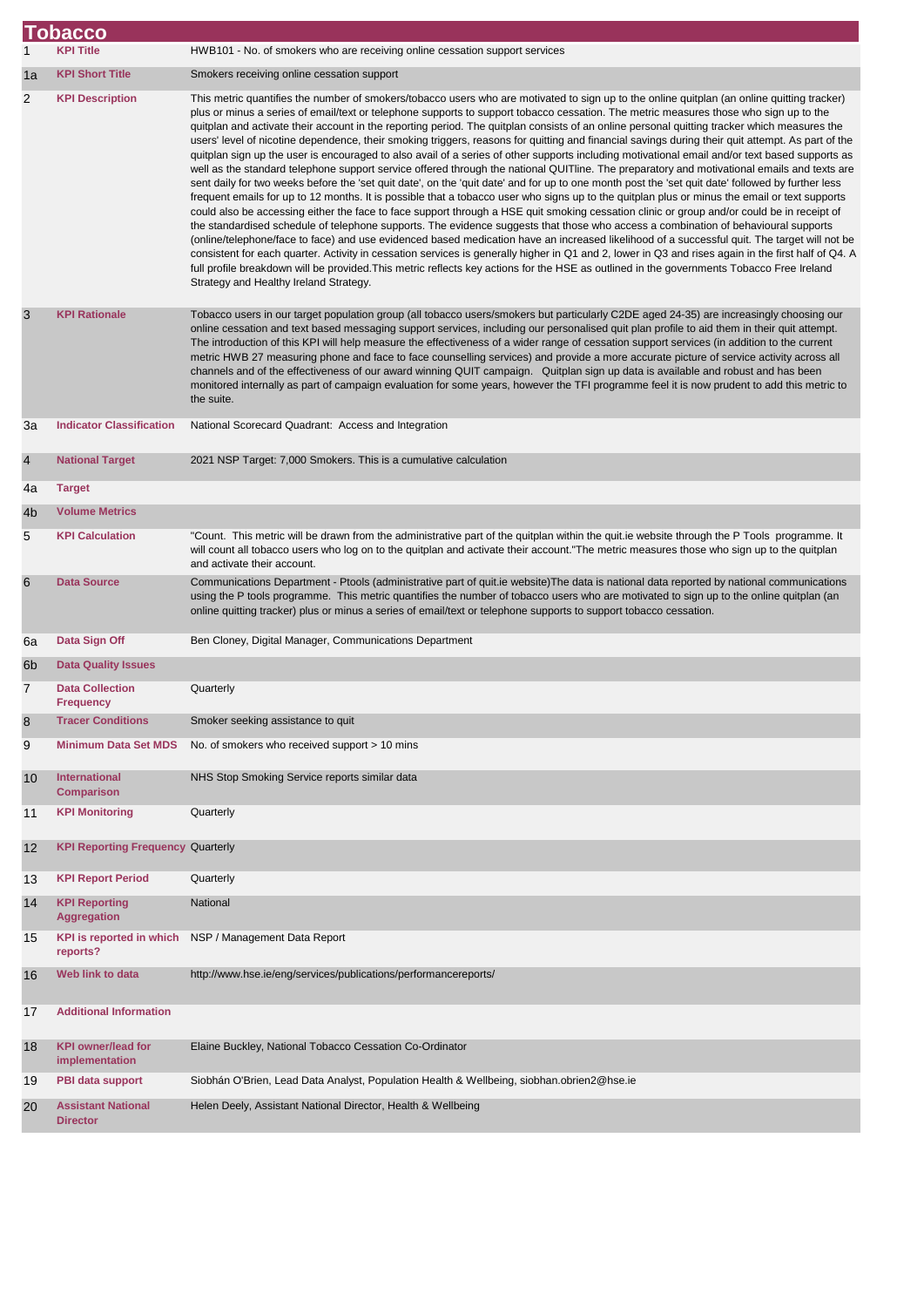# Tobacco

| | | |
|---|---|---|
| 1 | **KPI Title** | HWB101 - No. of smokers who are receiving online cessation support services |
| 1a | **KPI Short Title** | Smokers receiving online cessation support |
| 2 | **KPI Description** | This metric quantifies the number of smokers/tobacco users who are motivated to sign up to the online quitplan (an online quitting tracker) plus or minus a series of email/text or telephone supports to support tobacco cessation. The metric measures those who sign up to the quitplan and activate their account in the reporting period. The quitplan consists of an online personal quitting tracker which measures the users' level of nicotine dependence, their smoking triggers, reasons for quitting and financial savings during their quit attempt. As part of the quitplan sign up the user is encouraged to also avail of a series of other supports including motivational email and/or text based supports as well as the standard telephone support service offered through the national QUITline. The preparatory and motivational emails and texts are sent daily for two weeks before the 'set quit date', on the 'quit date' and for up to one month post the 'set quit date' followed by further less frequent emails for up to 12 months. It is possible that a tobacco user who signs up to the quitplan plus or minus the email or text supports could also be accessing either the face to face support through a HSE quit smoking cessation clinic or group and/or could be in receipt of the standardised schedule of telephone supports. The evidence suggests that those who access a combination of behavioural supports (online/telephone/face to face) and use evidenced based medication have an increased likelihood of a successful quit. The target will not be consistent for each quarter. Activity in cessation services is generally higher in Q1 and 2, lower in Q3 and rises again in the first half of Q4. A full profile breakdown will be provided.This metric reflects key actions for the HSE as outlined in the governments Tobacco Free Ireland Strategy and Healthy Ireland Strategy. |
| 3 | **KPI Rationale** | Tobacco users in our target population group (all tobacco users/smokers but particularly C2DE aged 24-35) are increasingly choosing our online cessation and text based messaging support services, including our personalised quit plan profile to aid them in their quit attempt. The introduction of this KPI will help measure the effectiveness of a wider range of cessation support services (in addition to the current metric HWB 27 measuring phone and face to face counselling services) and provide a more accurate picture of service activity across all channels and of the effectiveness of our award winning QUIT campaign. Quitplan sign up data is available and robust and has been monitored internally as part of campaign evaluation for some years, however the TFI programme feel it is now prudent to add this metric to the suite. |
| 3a | **Indicator Classification** | National Scorecard Quadrant: Access and Integration |
| 4 | **National Target** | 2021 NSP Target: 7,000 Smokers. This is a cumulative calculation |
| 4a | **Target** | |
| 4b | **Volume Metrics** | |
| 5 | **KPI Calculation** | "Count. This metric will be drawn from the administrative part of the quitplan within the quit.ie website through the P Tools programme. It will count all tobacco users who log on to the quitplan and activate their account."The metric measures those who sign up to the quitplan and activate their account. |
| 6 | **Data Source** | Communications Department - Ptools (administrative part of quit.ie website)The data is national data reported by national communications using the P tools programme. This metric quantifies the number of tobacco users who are motivated to sign up to the online quitplan (an online quitting tracker) plus or minus a series of email/text or telephone supports to support tobacco cessation. |
| 6a | **Data Sign Off** | Ben Cloney, Digital Manager, Communications Department |
| 6b | **Data Quality Issues** | |
| 7 | **Data Collection Frequency** | Quarterly |
| 8 | **Tracer Conditions** | Smoker seeking assistance to quit |
| 9 | **Minimum Data Set MDS** | No. of smokers who received support > 10 mins |
| 10 | **International Comparison** | NHS Stop Smoking Service reports similar data |
| 11 | **KPI Monitoring** | Quarterly |
| 12 | **KPI Reporting Frequency** | Quarterly |
| 13 | **KPI Report Period** | Quarterly |
| 14 | **KPI Reporting Aggregation** | National |
| 15 | **KPI is reported in which reports?** | NSP / Management Data Report |
| 16 | **Web link to data** | http://www.hse.ie/eng/services/publications/performancereports/ |
| 17 | **Additional Information** | |
| 18 | **KPI owner/lead for implementation** | Elaine Buckley, National Tobacco Cessation Co-Ordinator |
| 19 | **PBI data support** | Siobhán O'Brien, Lead Data Analyst, Population Health & Wellbeing, siobhan.obrien2@hse.ie |
| 20 | **Assistant National Director** | Helen Deely, Assistant National Director, Health & Wellbeing |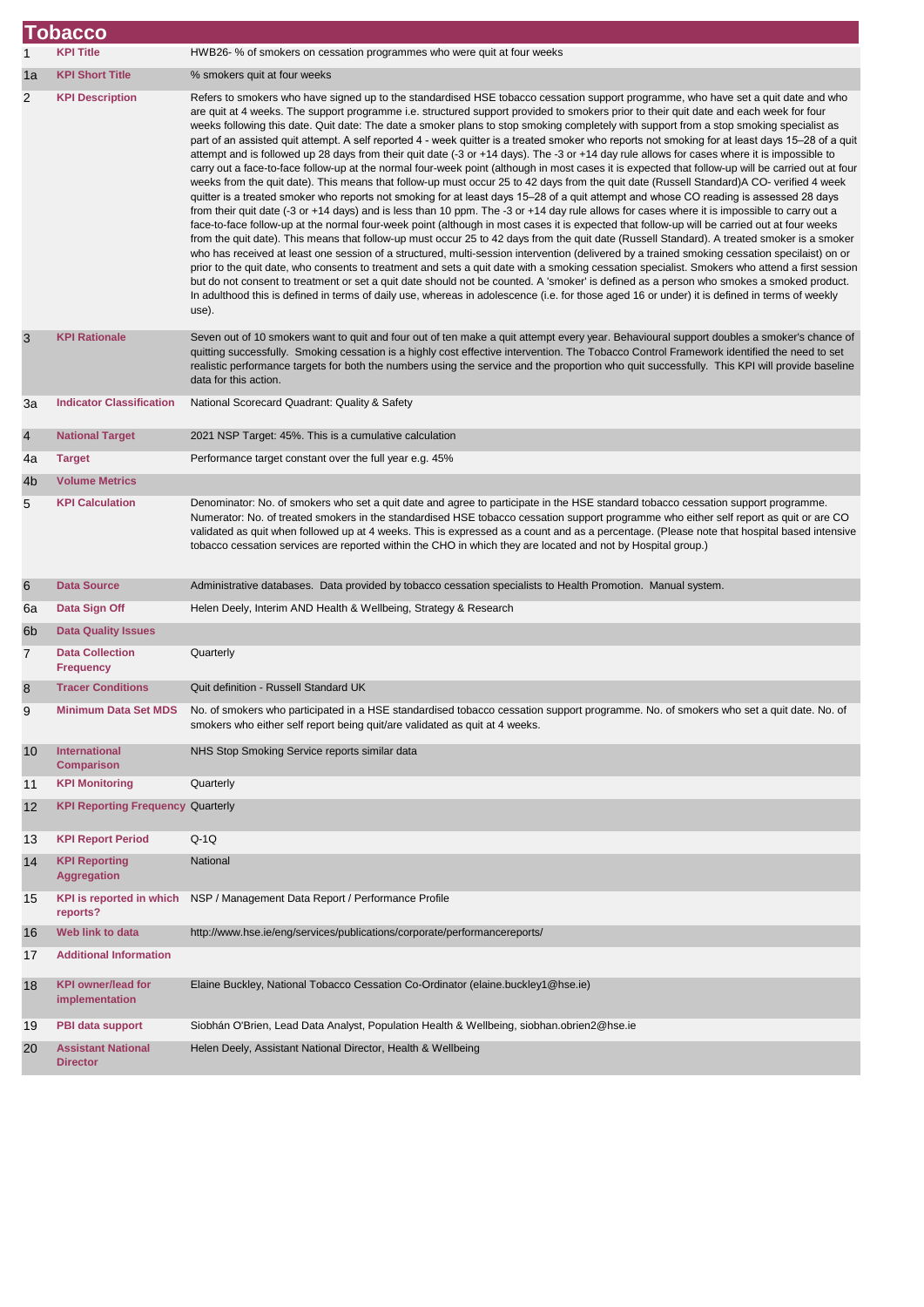# Tobacco

| | | |
|---|---|---|
| 1 | **KPI Title** | HWB26- % of smokers on cessation programmes who were quit at four weeks |
| 1a | **KPI Short Title** | % smokers quit at four weeks |
| 2 | **KPI Description** | Refers to smokers who have signed up to the standardised HSE tobacco cessation support programme, who have set a quit date and who are quit at 4 weeks. The support programme i.e. structured support provided to smokers prior to their quit date and each week for four weeks following this date. Quit date: The date a smoker plans to stop smoking completely with support from a stop smoking specialist as part of an assisted quit attempt. A self reported 4 - week quitter is a treated smoker who reports not smoking for at least days 15–28 of a quit attempt and is followed up 28 days from their quit date (-3 or +14 days). The -3 or +14 day rule allows for cases where it is impossible to carry out a face-to-face follow-up at the normal four-week point (although in most cases it is expected that follow-up will be carried out at four weeks from the quit date). This means that follow-up must occur 25 to 42 days from the quit date (Russell Standard)A CO- verified 4 week quitter is a treated smoker who reports not smoking for at least days 15–28 of a quit attempt and whose CO reading is assessed 28 days from their quit date (-3 or +14 days) and is less than 10 ppm. The -3 or +14 day rule allows for cases where it is impossible to carry out a face-to-face follow-up at the normal four-week point (although in most cases it is expected that follow-up will be carried out at four weeks from the quit date). This means that follow-up must occur 25 to 42 days from the quit date (Russell Standard). A treated smoker is a smoker who has received at least one session of a structured, multi-session intervention (delivered by a trained smoking cessation specilaist) on or prior to the quit date, who consents to treatment and sets a quit date with a smoking cessation specialist. Smokers who attend a first session but do not consent to treatment or set a quit date should not be counted. A 'smoker' is defined as a person who smokes a smoked product. In adulthood this is defined in terms of daily use, whereas in adolescence (i.e. for those aged 16 or under) it is defined in terms of weekly use). |
| 3 | **KPI Rationale** | Seven out of 10 smokers want to quit and four out of ten make a quit attempt every year. Behavioural support doubles a smoker's chance of quitting successfully. Smoking cessation is a highly cost effective intervention. The Tobacco Control Framework identified the need to set realistic performance targets for both the numbers using the service and the proportion who quit successfully. This KPI will provide baseline data for this action. |
| 3a | **Indicator Classification** | National Scorecard Quadrant: Quality & Safety |
| 4 | **National Target** | 2021 NSP Target: 45%. This is a cumulative calculation |
| 4a | **Target** | Performance target constant over the full year e.g. 45% |
| 4b | **Volume Metrics** | |
| 5 | **KPI Calculation** | Denominator: No. of smokers who set a quit date and agree to participate in the HSE standard tobacco cessation support programme. Numerator: No. of treated smokers in the standardised HSE tobacco cessation support programme who either self report as quit or are CO validated as quit when followed up at 4 weeks. This is expressed as a count and as a percentage. (Please note that hospital based intensive tobacco cessation services are reported within the CHO in which they are located and not by Hospital group.) |
| 6 | **Data Source** | Administrative databases. Data provided by tobacco cessation specialists to Health Promotion. Manual system. |
| 6a | **Data Sign Off** | Helen Deely, Interim AND Health & Wellbeing, Strategy & Research |
| 6b | **Data Quality Issues** | |
| 7 | **Data Collection Frequency** | Quarterly |
| 8 | **Tracer Conditions** | Quit definition - Russell Standard UK |
| 9 | **Minimum Data Set MDS** | No. of smokers who participated in a HSE standardised tobacco cessation support programme. No. of smokers who set a quit date. No. of smokers who either self report being quit/are validated as quit at 4 weeks. |
| 10 | **International Comparison** | NHS Stop Smoking Service reports similar data |
| 11 | **KPI Monitoring** | Quarterly |
| 12 | **KPI Reporting Frequency** | Quarterly |
| 13 | **KPI Report Period** | Q-1Q |
| 14 | **KPI Reporting Aggregation** | National |
| 15 | **KPI is reported in which reports?** | NSP / Management Data Report / Performance Profile |
| 16 | **Web link to data** | http://www.hse.ie/eng/services/publications/corporate/performancereports/ |
| 17 | **Additional Information** | |
| 18 | **KPI owner/lead for implementation** | Elaine Buckley, National Tobacco Cessation Co-Ordinator (elaine.buckley1@hse.ie) |
| 19 | **PBI data support** | Siobhán O'Brien, Lead Data Analyst, Population Health & Wellbeing, siobhan.obrien2@hse.ie |
| 20 | **Assistant National Director** | Helen Deely, Assistant National Director, Health & Wellbeing |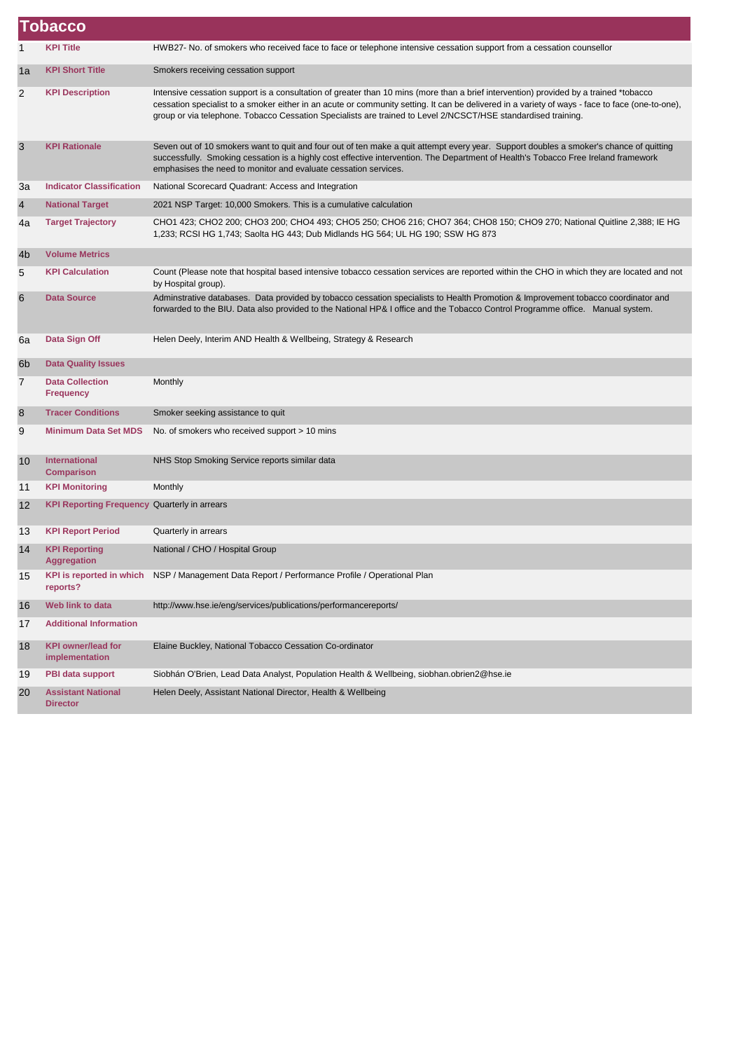# Tobacco

| | | |
|---|---|---|
| 1 | **KPI Title** | HWB27- No. of smokers who received face to face or telephone intensive cessation support from a cessation counsellor |
| 1a | **KPI Short Title** | Smokers receiving cessation support |
| 2 | **KPI Description** | Intensive cessation support is a consultation of greater than 10 mins (more than a brief intervention) provided by a trained *tobacco cessation specialist to a smoker either in an acute or community setting. It can be delivered in a variety of ways - face to face (one-to-one), group or via telephone. Tobacco Cessation Specialists are trained to Level 2/NCSCT/HSE standardised training. |
| 3 | **KPI Rationale** | Seven out of 10 smokers want to quit and four out of ten make a quit attempt every year. Support doubles a smoker's chance of quitting successfully. Smoking cessation is a highly cost effective intervention. The Department of Health's Tobacco Free Ireland framework emphasises the need to monitor and evaluate cessation services. |
| 3a | **Indicator Classification** | National Scorecard Quadrant: Access and Integration |
| 4 | **National Target** | 2021 NSP Target: 10,000 Smokers. This is a cumulative calculation |
| 4a | **Target Trajectory** | CHO1 423; CHO2 200; CHO3 200; CHO4 493; CHO5 250; CHO6 216; CHO7 364; CHO8 150; CHO9 270; National Quitline 2,388; IE HG 1,233; RCSI HG 1,743; Saolta HG 443; Dub Midlands HG 564; UL HG 190; SSW HG 873 |
| 4b | **Volume Metrics** | |
| 5 | **KPI Calculation** | Count (Please note that hospital based intensive tobacco cessation services are reported within the CHO in which they are located and not by Hospital group). |
| 6 | **Data Source** | Adminstrative databases. Data provided by tobacco cessation specialists to Health Promotion & Improvement tobacco coordinator and forwarded to the BIU. Data also provided to the National HP& I office and the Tobacco Control Programme office. Manual system. |
| 6a | **Data Sign Off** | Helen Deely, Interim AND Health & Wellbeing, Strategy & Research |
| 6b | **Data Quality Issues** | |
| 7 | **Data Collection Frequency** | Monthly |
| 8 | **Tracer Conditions** | Smoker seeking assistance to quit |
| 9 | **Minimum Data Set MDS** | No. of smokers who received support > 10 mins |
| 10 | **International Comparison** | NHS Stop Smoking Service reports similar data |
| 11 | **KPI Monitoring** | Monthly |
| 12 | **KPI Reporting Frequency** | Quarterly in arrears |
| 13 | **KPI Report Period** | Quarterly in arrears |
| 14 | **KPI Reporting Aggregation** | National / CHO / Hospital Group |
| 15 | **KPI is reported in which reports?** | NSP / Management Data Report / Performance Profile / Operational Plan |
| 16 | **Web link to data** | http://www.hse.ie/eng/services/publications/performancereports/ |
| 17 | **Additional Information** | |
| 18 | **KPI owner/lead for implementation** | Elaine Buckley, National Tobacco Cessation Co-ordinator |
| 19 | **PBI data support** | Siobhán O'Brien, Lead Data Analyst, Population Health & Wellbeing, siobhan.obrien2@hse.ie |
| 20 | **Assistant National Director** | Helen Deely, Assistant National Director, Health & Wellbeing |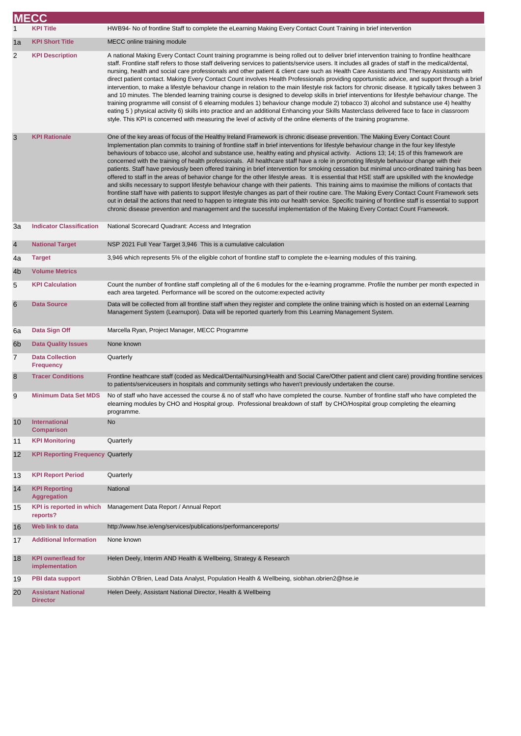# MECC

| | | |
|---|---|---|
| 1 | **KPI Title** | HWB94- No of frontline Staff to complete the eLearning Making Every Contact Count Training in brief intervention |
| 1a | **KPI Short Title** | MECC online training module |
| 2 | **KPI Description** | A national Making Every Contact Count training programme is being rolled out to deliver brief intervention training to frontline healthcare staff. Frontline staff refers to those staff delivering services to patients/service users. It includes all grades of staff in the medical/dental, nursing, health and social care professionals and other patient & client care such as Health Care Assistants and Therapy Assistants with direct patient contact. Making Every Contact Count involves Health Professionals providing opportunistic advice, and support through a brief intervention, to make a lifestyle behaviour change in relation to the main lifestyle risk factors for chronic disease. It typically takes between 3 and 10 minutes. The blended learning training course is designed to develop skills in brief interventions for lifestyle behaviour change. The training programme will consist of 6 elearning modules 1) behaviour change module 2) tobacco 3) alcohol and substance use 4) healthy eating 5 ) physical activity 6) skills into practice and an additional Enhancing your Skills Masterclass delivered face to face in classroom style. This KPI is concerned with measuring the level of activity of the online elements of the training programme. |
| 3 | **KPI Rationale** | One of the key areas of focus of the Healthy Ireland Framework is chronic disease prevention. The Making Every Contact Count Implementation plan commits to training of frontline staff in brief interventions for lifestyle behaviour change in the four key lifestyle behaviours of tobacco use, alcohol and substance use, healthy eating and physical activity. Actions 13; 14; 15 of this framework are concerned with the training of health professionals. All healthcare staff have a role in promoting lifestyle behaviour change with their patients. Staff have previously been offered training in brief intervention for smoking cessation but minimal unco-ordinated training has been offered to staff in the areas of behavior change for the other lifestyle areas. It is essential that HSE staff are upskilled with the knowledge and skills necessary to support lifestyle behaviour change with their patients. This training aims to maximise the millions of contacts that frontline staff have with patients to support lifestyle changes as part of their routine care. The Making Every Contact Count Framework sets out in detail the actions that need to happen to integrate this into our health service. Specific training of frontline staff is essential to support chronic disease prevention and management and the sucessful implementation of the Making Every Contact Count Framework. |
| 3a | **Indicator Classification** | National Scorecard Quadrant: Access and Integration |
| 4 | **National Target** | NSP 2021 Full Year Target 3,946 This is a cumulative calculation |
| 4a | **Target** | 3,946 which represents 5% of the eligible cohort of frontline staff to complete the e-learning modules of this training. |
| 4b | **Volume Metrics** | |
| 5 | **KPI Calculation** | Count the number of frontline staff completing all of the 6 modules for the e-learning programme. Profile the number per month expected in each area targeted. Performance will be scored on the outcome:expected activity |
| 6 | **Data Source** | Data will be collected from all frontline staff when they register and complete the online training which is hosted on an external Learning Management System (Learnupon). Data will be reported quarterly from this Learning Management System. |
| 6a | **Data Sign Off** | Marcella Ryan, Project Manager, MECC Programme |
| 6b | **Data Quality Issues** | None known |
| 7 | **Data Collection Frequency** | Quarterly |
| 8 | **Tracer Conditions** | Frontline heathcare staff (coded as Medical/Dental/Nursing/Health and Social Care/Other patient and client care) providing frontline services to patients/serviceusers in hospitals and community settings who haven't previously undertaken the course. |
| 9 | **Minimum Data Set MDS** | No of staff who have accessed the course & no of staff who have completed the course. Number of frontline staff who have completed the elearning modules by CHO and Hospital group. Professional breakdown of staff by CHO/Hospital group completing the elearning programme. |
| 10 | **International Comparison** | No |
| 11 | **KPI Monitoring** | Quarterly |
| 12 | **KPI Reporting Frequency** | Quarterly |
| 13 | **KPI Report Period** | Quarterly |
| 14 | **KPI Reporting Aggregation** | National |
| 15 | **KPI is reported in which reports?** | Management Data Report / Annual Report |
| 16 | **Web link to data** | http://www.hse.ie/eng/services/publications/performancereports/ |
| 17 | **Additional Information** | None known |
| 18 | **KPI owner/lead for implementation** | Helen Deely, Interim AND Health & Wellbeing, Strategy & Research |
| 19 | **PBI data support** | Siobhán O'Brien, Lead Data Analyst, Population Health & Wellbeing, siobhan.obrien2@hse.ie |
| 20 | **Assistant National Director** | Helen Deely, Assistant National Director, Health & Wellbeing |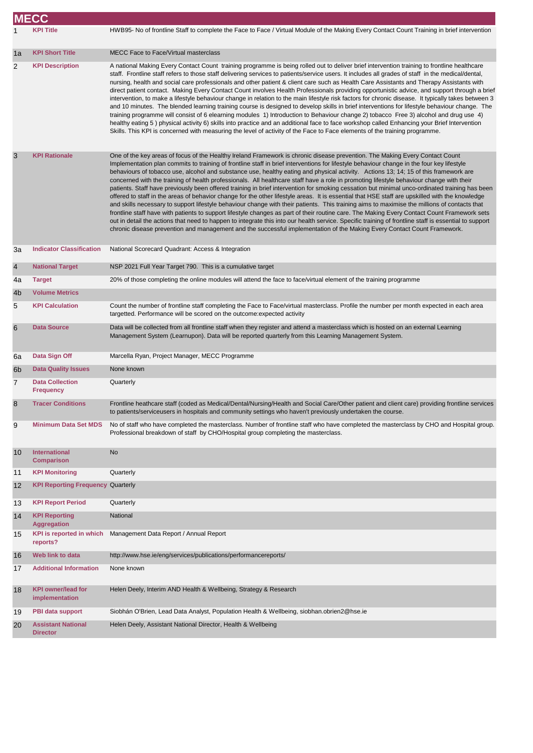# MECC

| | | |
|---|---|---|
| 1 | **KPI Title** | HWB95- No of frontline Staff to complete the Face to Face / Virtual Module of the Making Every Contact Count Training in brief intervention |
| 1a | **KPI Short Title** | MECC Face to Face/Virtual masterclass |
| 2 | **KPI Description** | A national Making Every Contact Count training programme is being rolled out to deliver brief intervention training to frontline healthcare staff. Frontline staff refers to those staff delivering services to patients/service users. It includes all grades of staff in the medical/dental, nursing, health and social care professionals and other patient & client care such as Health Care Assistants and Therapy Assistants with direct patient contact. Making Every Contact Count involves Health Professionals providing opportunistic advice, and support through a brief intervention, to make a lifestyle behaviour change in relation to the main lifestyle risk factors for chronic disease. It typically takes between 3 and 10 minutes. The blended learning training course is designed to develop skills in brief interventions for lifestyle behaviour change. The training programme will consist of 6 elearning modules 1) Introduction to Behaviour change 2) tobacco Free 3) alcohol and drug use 4) healthy eating 5 ) physical activity 6) skills into practice and an additional face to face workshop called Enhancing your Brief Intervention Skills. This KPI is concerned with measuring the level of activity of the Face to Face elements of the training programme. |
| 3 | **KPI Rationale** | One of the key areas of focus of the Healthy Ireland Framework is chronic disease prevention. The Making Every Contact Count Implementation plan commits to training of frontline staff in brief interventions for lifestyle behaviour change in the four key lifestyle behaviours of tobacco use, alcohol and substance use, healthy eating and physical activity. Actions 13; 14; 15 of this framework are concerned with the training of health professionals. All healthcare staff have a role in promoting lifestyle behaviour change with their patients. Staff have previously been offered training in brief intervention for smoking cessation but minimal unco-ordinated training has been offered to staff in the areas of behavior change for the other lifestyle areas. It is essential that HSE staff are upskilled with the knowledge and skills necessary to support lifestyle behaviour change with their patients. This training aims to maximise the millions of contacts that frontline staff have with patients to support lifestyle changes as part of their routine care. The Making Every Contact Count Framework sets out in detail the actions that need to happen to integrate this into our health service. Specific training of frontline staff is essential to support chronic disease prevention and management and the successful implementation of the Making Every Contact Count Framework. |
| 3a | **Indicator Classification** | National Scorecard Quadrant: Access & Integration |
| 4 | **National Target** | NSP 2021 Full Year Target 790. This is a cumulative target |
| 4a | **Target** | 20% of those completing the online modules will attend the face to face/virtual element of the training programme |
| 4b | **Volume Metrics** | |
| 5 | **KPI Calculation** | Count the number of frontline staff completing the Face to Face/virtual masterclass. Profile the number per month expected in each area targetted. Performance will be scored on the outcome:expected activity |
| 6 | **Data Source** | Data will be collected from all frontline staff when they register and attend a masterclass which is hosted on an external Learning Management System (Learnupon). Data will be reported quarterly from this Learning Management System. |
| 6a | **Data Sign Off** | Marcella Ryan, Project Manager, MECC Programme |
| 6b | **Data Quality Issues** | None known |
| 7 | **Data Collection Frequency** | Quarterly |
| 8 | **Tracer Conditions** | Frontline heathcare staff (coded as Medical/Dental/Nursing/Health and Social Care/Other patient and client care) providing frontline services to patients/serviceusers in hospitals and community settings who haven't previously undertaken the course. |
| 9 | **Minimum Data Set MDS** | No of staff who have completed the masterclass. Number of frontline staff who have completed the masterclass by CHO and Hospital group. Professional breakdown of staff by CHO/Hospital group completing the masterclass. |
| 10 | **International Comparison** | No |
| 11 | **KPI Monitoring** | Quarterly |
| 12 | **KPI Reporting Frequency** | Quarterly |
| 13 | **KPI Report Period** | Quarterly |
| 14 | **KPI Reporting Aggregation** | National |
| 15 | **KPI is reported in which reports?** | Management Data Report / Annual Report |
| 16 | **Web link to data** | http://www.hse.ie/eng/services/publications/performancereports/ |
| 17 | **Additional Information** | None known |
| 18 | **KPI owner/lead for implementation** | Helen Deely, Interim AND Health & Wellbeing, Strategy & Research |
| 19 | **PBI data support** | Siobhán O'Brien, Lead Data Analyst, Population Health & Wellbeing, siobhan.obrien2@hse.ie |
| 20 | **Assistant National Director** | Helen Deely, Assistant National Director, Health & Wellbeing |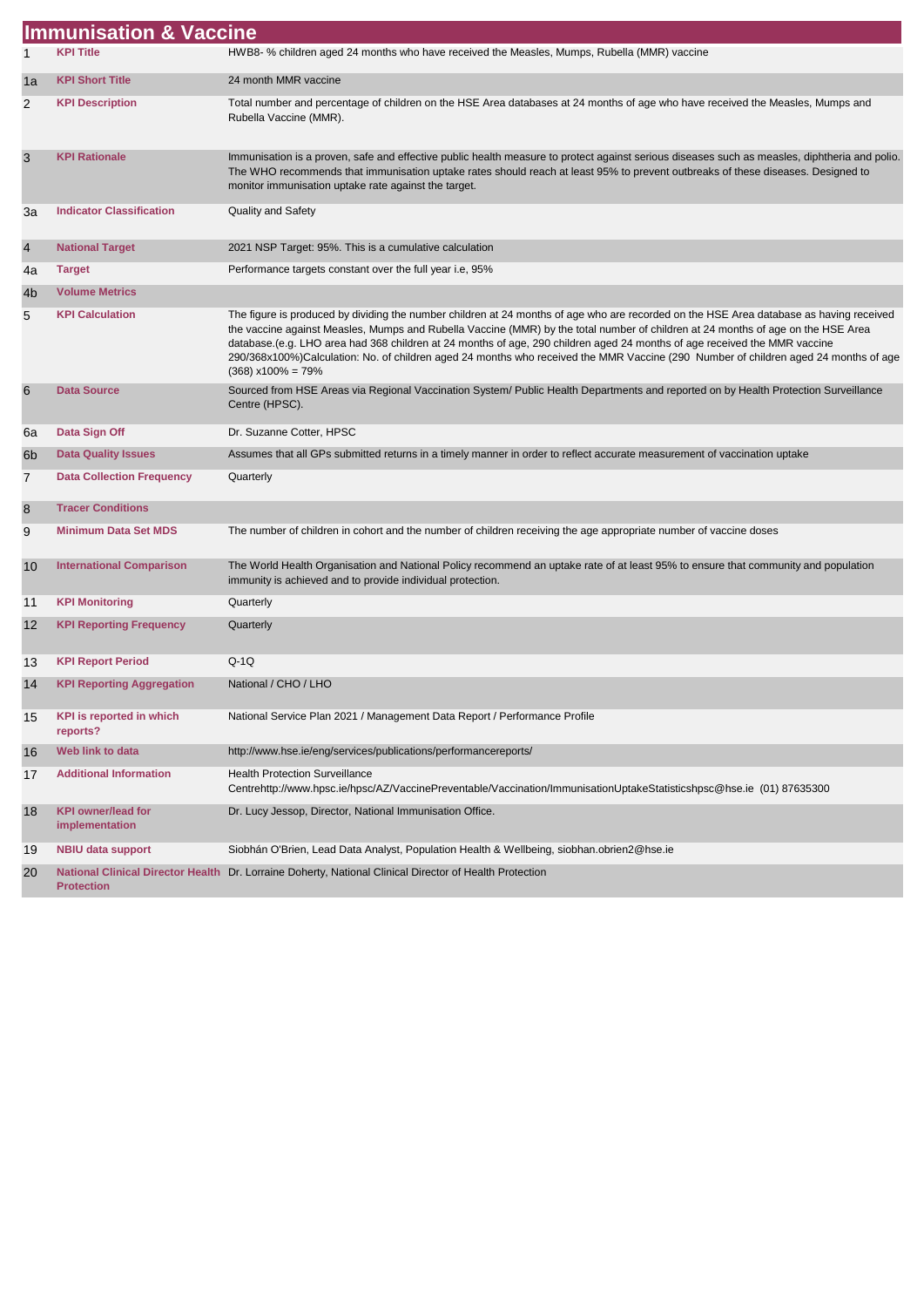# Immunisation & Vaccine

| # | Field | Value |
|---|---|---|
| 1 | **KPI Title** | HWB8- % children aged 24 months who have received the Measles, Mumps, Rubella (MMR) vaccine |
| 1a | **KPI Short Title** | 24 month MMR vaccine |
| 2 | **KPI Description** | Total number and percentage of children on the HSE Area databases at 24 months of age who have received the Measles, Mumps and Rubella Vaccine (MMR). |
| 3 | **KPI Rationale** | Immunisation is a proven, safe and effective public health measure to protect against serious diseases such as measles, diphtheria and polio. The WHO recommends that immunisation uptake rates should reach at least 95% to prevent outbreaks of these diseases. Designed to monitor immunisation uptake rate against the target. |
| 3a | **Indicator Classification** | Quality and Safety |
| 4 | **National Target** | 2021 NSP Target: 95%. This is a cumulative calculation |
| 4a | **Target** | Performance targets constant over the full year i.e, 95% |
| 4b | **Volume Metrics** | |
| 5 | **KPI Calculation** | The figure is produced by dividing the number children at 24 months of age who are recorded on the HSE Area database as having received the vaccine against Measles, Mumps and Rubella Vaccine (MMR) by the total number of children at 24 months of age on the HSE Area database.(e.g. LHO area had 368 children at 24 months of age, 290 children aged 24 months of age received the MMR vaccine 290/368x100%)Calculation: No. of children aged 24 months who received the MMR Vaccine (290 Number of children aged 24 months of age (368) x100% = 79% |
| 6 | **Data Source** | Sourced from HSE Areas via Regional Vaccination System/ Public Health Departments and reported on by Health Protection Surveillance Centre (HPSC). |
| 6a | **Data Sign Off** | Dr. Suzanne Cotter, HPSC |
| 6b | **Data Quality Issues** | Assumes that all GPs submitted returns in a timely manner in order to reflect accurate measurement of vaccination uptake |
| 7 | **Data Collection Frequency** | Quarterly |
| 8 | **Tracer Conditions** | |
| 9 | **Minimum Data Set MDS** | The number of children in cohort and the number of children receiving the age appropriate number of vaccine doses |
| 10 | **International Comparison** | The World Health Organisation and National Policy recommend an uptake rate of at least 95% to ensure that community and population immunity is achieved and to provide individual protection. |
| 11 | **KPI Monitoring** | Quarterly |
| 12 | **KPI Reporting Frequency** | Quarterly |
| 13 | **KPI Report Period** | Q-1Q |
| 14 | **KPI Reporting Aggregation** | National / CHO / LHO |
| 15 | **KPI is reported in which reports?** | National Service Plan 2021 / Management Data Report / Performance Profile |
| 16 | **Web link to data** | http://www.hse.ie/eng/services/publications/performancereports/ |
| 17 | **Additional Information** | Health Protection Surveillance Centrehttp://www.hpsc.ie/hpsc/AZ/VaccinePreventable/Vaccination/ImmunisationUptakeStatisticshpsc@hse.ie (01) 87635300 |
| 18 | **KPI owner/lead for implementation** | Dr. Lucy Jessop, Director, National Immunisation Office. |
| 19 | **NBIU data support** | Siobhán O'Brien, Lead Data Analyst, Population Health & Wellbeing, siobhan.obrien2@hse.ie |
| 20 | **National Clinical Director Health Protection** | Dr. Lorraine Doherty, National Clinical Director of Health Protection |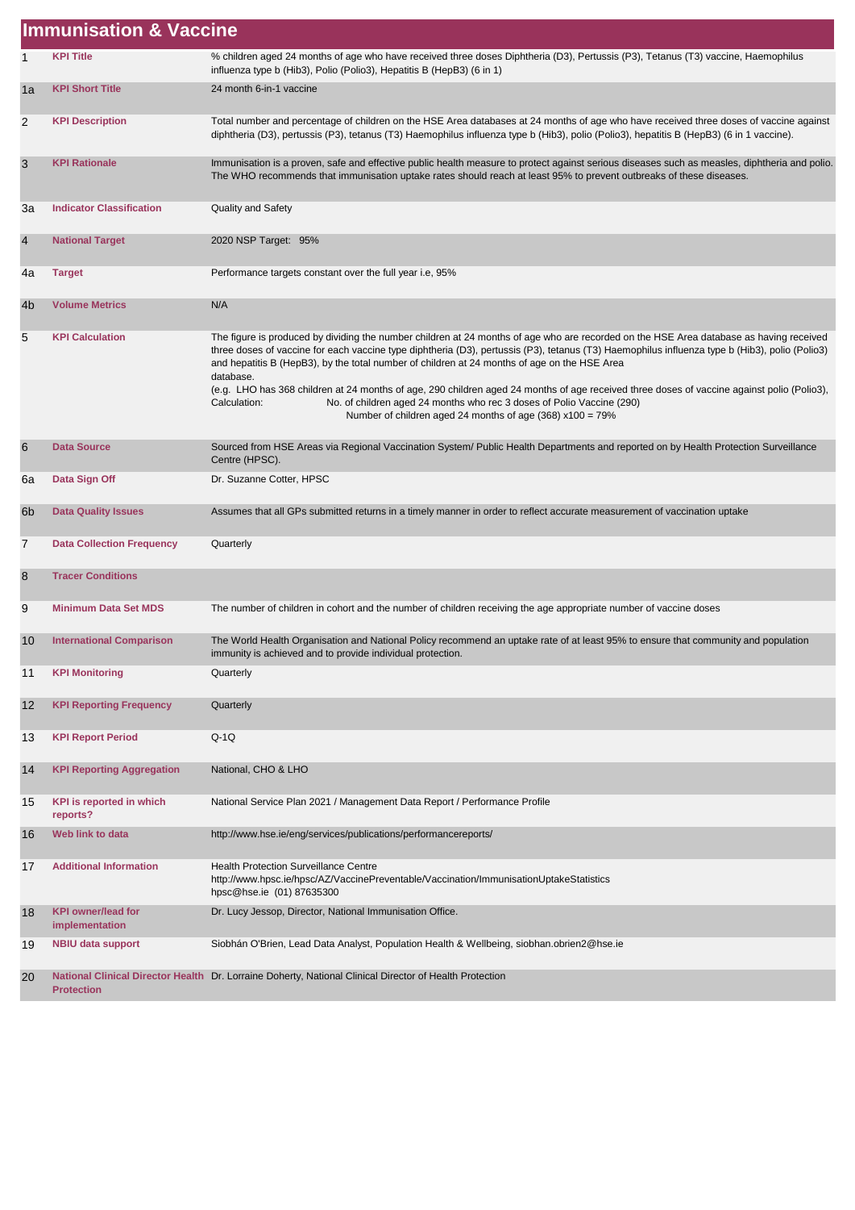# Immunisation & Vaccine

| | | |
|---|---|---|
| 1 | **KPI Title** | % children aged 24 months of age who have received three doses Diphtheria (D3), Pertussis (P3), Tetanus (T3) vaccine, Haemophilus influenza type b (Hib3), Polio (Polio3), Hepatitis B (HepB3) (6 in 1) |
| 1a | **KPI Short Title** | 24 month 6-in-1 vaccine |
| 2 | **KPI Description** | Total number and percentage of children on the HSE Area databases at 24 months of age who have received three doses of vaccine against diphtheria (D3), pertussis (P3), tetanus (T3) Haemophilus influenza type b (Hib3), polio (Polio3), hepatitis B (HepB3) (6 in 1 vaccine). |
| 3 | **KPI Rationale** | Immunisation is a proven, safe and effective public health measure to protect against serious diseases such as measles, diphtheria and polio. The WHO recommends that immunisation uptake rates should reach at least 95% to prevent outbreaks of these diseases. |
| 3a | **Indicator Classification** | Quality and Safety |
| 4 | **National Target** | 2020 NSP Target: 95% |
| 4a | **Target** | Performance targets constant over the full year i.e, 95% |
| 4b | **Volume Metrics** | N/A |
| 5 | **KPI Calculation** | The figure is produced by dividing the number children at 24 months of age who are recorded on the HSE Area database as having received three doses of vaccine for each vaccine type diphtheria (D3), pertussis (P3), tetanus (T3) Haemophilus influenza type b (Hib3), polio (Polio3) and hepatitis B (HepB3), by the total number of children at 24 months of age on the HSE Area database.<br>(e.g. LHO has 368 children at 24 months of age, 290 children aged 24 months of age received three doses of vaccine against polio (Polio3),<br>Calculation: No. of children aged 24 months who rec 3 doses of Polio Vaccine (290)<br>Number of children aged 24 months of age (368) x100 = 79% |
| 6 | **Data Source** | Sourced from HSE Areas via Regional Vaccination System/ Public Health Departments and reported on by Health Protection Surveillance Centre (HPSC). |
| 6a | **Data Sign Off** | Dr. Suzanne Cotter, HPSC |
| 6b | **Data Quality Issues** | Assumes that all GPs submitted returns in a timely manner in order to reflect accurate measurement of vaccination uptake |
| 7 | **Data Collection Frequency** | Quarterly |
| 8 | **Tracer Conditions** | |
| 9 | **Minimum Data Set MDS** | The number of children in cohort and the number of children receiving the age appropriate number of vaccine doses |
| 10 | **International Comparison** | The World Health Organisation and National Policy recommend an uptake rate of at least 95% to ensure that community and population immunity is achieved and to provide individual protection. |
| 11 | **KPI Monitoring** | Quarterly |
| 12 | **KPI Reporting Frequency** | Quarterly |
| 13 | **KPI Report Period** | Q-1Q |
| 14 | **KPI Reporting Aggregation** | National, CHO & LHO |
| 15 | **KPI is reported in which reports?** | National Service Plan 2021 / Management Data Report / Performance Profile |
| 16 | **Web link to data** | http://www.hse.ie/eng/services/publications/performancereports/ |
| 17 | **Additional Information** | Health Protection Surveillance Centre<br>http://www.hpsc.ie/hpsc/AZ/VaccinePreventable/Vaccination/ImmunisationUptakeStatistics<br>hpsc@hse.ie (01) 87635300 |
| 18 | **KPI owner/lead for implementation** | Dr. Lucy Jessop, Director, National Immunisation Office. |
| 19 | **NBIU data support** | Siobhán O'Brien, Lead Data Analyst, Population Health & Wellbeing, siobhan.obrien2@hse.ie |
| 20 | **National Clinical Director Health Protection** | Dr. Lorraine Doherty, National Clinical Director of Health Protection |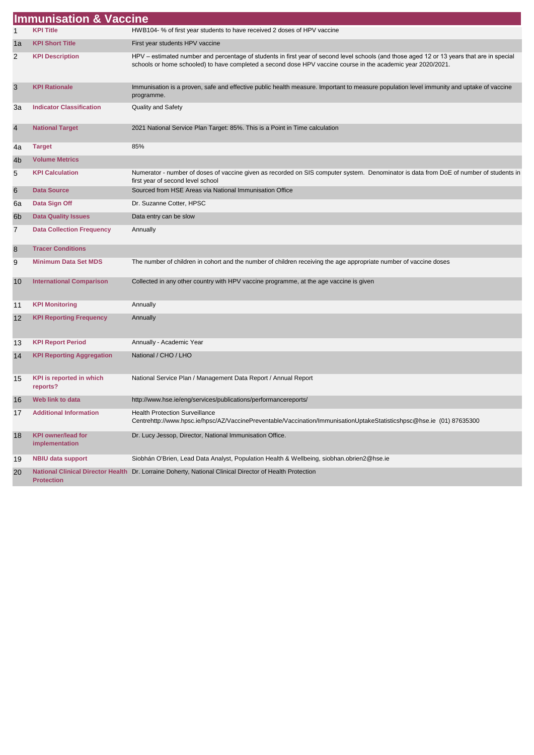# Immunisation & Vaccine

| | | |
|---|---|---|
| 1 | **KPI Title** | HWB104- % of first year students to have received 2 doses of HPV vaccine |
| 1a | **KPI Short Title** | First year students HPV vaccine |
| 2 | **KPI Description** | HPV – estimated number and percentage of students in first year of second level schools (and those aged 12 or 13 years that are in special schools or home schooled) to have completed a second dose HPV vaccine course in the academic year 2020/2021. |
| 3 | **KPI Rationale** | Immunisation is a proven, safe and effective public health measure. Important to measure population level immunity and uptake of vaccine programme. |
| 3a | **Indicator Classification** | Quality and Safety |
| 4 | **National Target** | 2021 National Service Plan Target: 85%. This is a Point in Time calculation |
| 4a | **Target** | 85% |
| 4b | **Volume Metrics** | |
| 5 | **KPI Calculation** | Numerator - number of doses of vaccine given as recorded on SIS computer system. Denominator is data from DoE of number of students in first year of second level school |
| 6 | **Data Source** | Sourced from HSE Areas via National Immunisation Office |
| 6a | **Data Sign Off** | Dr. Suzanne Cotter, HPSC |
| 6b | **Data Quality Issues** | Data entry can be slow |
| 7 | **Data Collection Frequency** | Annually |
| 8 | **Tracer Conditions** | |
| 9 | **Minimum Data Set MDS** | The number of children in cohort and the number of children receiving the age appropriate number of vaccine doses |
| 10 | **International Comparison** | Collected in any other country with HPV vaccine programme, at the age vaccine is given |
| 11 | **KPI Monitoring** | Annually |
| 12 | **KPI Reporting Frequency** | Annually |
| 13 | **KPI Report Period** | Annually - Academic Year |
| 14 | **KPI Reporting Aggregation** | National / CHO / LHO |
| 15 | **KPI is reported in which reports?** | National Service Plan / Management Data Report / Annual Report |
| 16 | **Web link to data** | http://www.hse.ie/eng/services/publications/performancereports/ |
| 17 | **Additional Information** | Health Protection Surveillance Centrehttp://www.hpsc.ie/hpsc/AZ/VaccinePreventable/Vaccination/ImmunisationUptakeStatisticshpsc@hse.ie (01) 87635300 |
| 18 | **KPI owner/lead for implementation** | Dr. Lucy Jessop, Director, National Immunisation Office. |
| 19 | **NBIU data support** | Siobhán O'Brien, Lead Data Analyst, Population Health & Wellbeing, siobhan.obrien2@hse.ie |
| 20 | **National Clinical Director Health Protection** | Dr. Lorraine Doherty, National Clinical Director of Health Protection |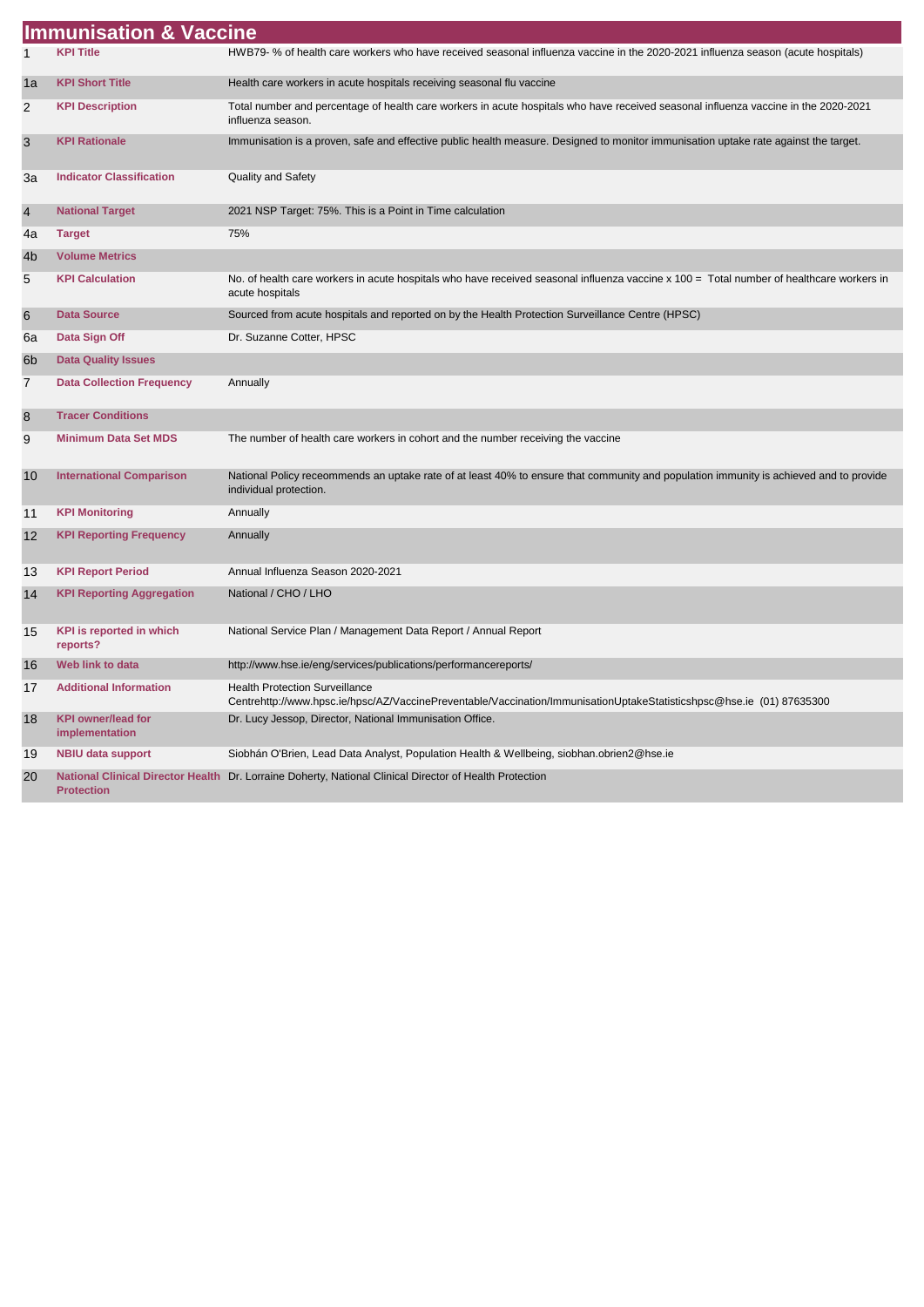# Immunisation & Vaccine

| | | |
|---|---|---|
| 1 | **KPI Title** | HWB79- % of health care workers who have received seasonal influenza vaccine in the 2020-2021 influenza season (acute hospitals) |
| 1a | **KPI Short Title** | Health care workers in acute hospitals receiving seasonal flu vaccine |
| 2 | **KPI Description** | Total number and percentage of health care workers in acute hospitals who have received seasonal influenza vaccine in the 2020-2021 influenza season. |
| 3 | **KPI Rationale** | Immunisation is a proven, safe and effective public health measure. Designed to monitor immunisation uptake rate against the target. |
| 3a | **Indicator Classification** | Quality and Safety |
| 4 | **National Target** | 2021 NSP Target: 75%. This is a Point in Time calculation |
| 4a | **Target** | 75% |
| 4b | **Volume Metrics** | |
| 5 | **KPI Calculation** | No. of health care workers in acute hospitals who have received seasonal influenza vaccine x 100 = Total number of healthcare workers in acute hospitals |
| 6 | **Data Source** | Sourced from acute hospitals and reported on by the Health Protection Surveillance Centre (HPSC) |
| 6a | **Data Sign Off** | Dr. Suzanne Cotter, HPSC |
| 6b | **Data Quality Issues** | |
| 7 | **Data Collection Frequency** | Annually |
| 8 | **Tracer Conditions** | |
| 9 | **Minimum Data Set MDS** | The number of health care workers in cohort and the number receiving the vaccine |
| 10 | **International Comparison** | National Policy receommends an uptake rate of at least 40% to ensure that community and population immunity is achieved and to provide individual protection. |
| 11 | **KPI Monitoring** | Annually |
| 12 | **KPI Reporting Frequency** | Annually |
| 13 | **KPI Report Period** | Annual Influenza Season 2020-2021 |
| 14 | **KPI Reporting Aggregation** | National / CHO / LHO |
| 15 | **KPI is reported in which reports?** | National Service Plan / Management Data Report / Annual Report |
| 16 | **Web link to data** | http://www.hse.ie/eng/services/publications/performancereports/ |
| 17 | **Additional Information** | Health Protection Surveillance Centrehttp://www.hpsc.ie/hpsc/AZ/VaccinePreventable/Vaccination/ImmunisationUptakeStatisticshpsc@hse.ie (01) 87635300 |
| 18 | **KPI owner/lead for implementation** | Dr. Lucy Jessop, Director, National Immunisation Office. |
| 19 | **NBIU data support** | Siobhán O'Brien, Lead Data Analyst, Population Health & Wellbeing, siobhan.obrien2@hse.ie |
| 20 | **National Clinical Director Health Protection** | Dr. Lorraine Doherty, National Clinical Director of Health Protection |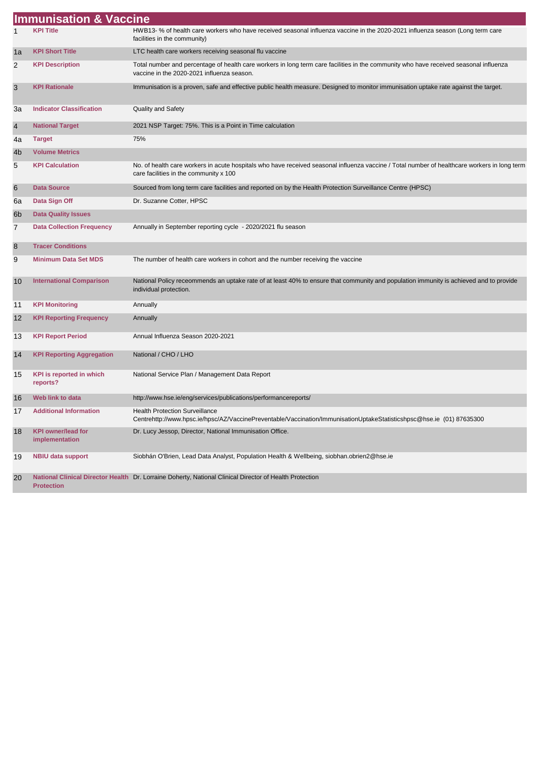## Immunisation & Vaccine

| | | |
|---|---|---|
| 1 | **KPI Title** | HWB13- % of health care workers who have received seasonal influenza vaccine in the 2020-2021 influenza season (Long term care facilities in the community) |
| 1a | **KPI Short Title** | LTC health care workers receiving seasonal flu vaccine |
| 2 | **KPI Description** | Total number and percentage of health care workers in long term care facilities in the community who have received seasonal influenza vaccine in the 2020-2021 influenza season. |
| 3 | **KPI Rationale** | Immunisation is a proven, safe and effective public health measure. Designed to monitor immunisation uptake rate against the target. |
| 3a | **Indicator Classification** | Quality and Safety |
| 4 | **National Target** | 2021 NSP Target: 75%. This is a Point in Time calculation |
| 4a | **Target** | 75% |
| 4b | **Volume Metrics** | |
| 5 | **KPI Calculation** | No. of health care workers in acute hospitals who have received seasonal influenza vaccine / Total number of healthcare workers in long term care facilities in the community x 100 |
| 6 | **Data Source** | Sourced from long term care facilities and reported on by the Health Protection Surveillance Centre (HPSC) |
| 6a | **Data Sign Off** | Dr. Suzanne Cotter, HPSC |
| 6b | **Data Quality Issues** | |
| 7 | **Data Collection Frequency** | Annually in September reporting cycle - 2020/2021 flu season |
| 8 | **Tracer Conditions** | |
| 9 | **Minimum Data Set MDS** | The number of health care workers in cohort and the number receiving the vaccine |
| 10 | **International Comparison** | National Policy receommends an uptake rate of at least 40% to ensure that community and population immunity is achieved and to provide individual protection. |
| 11 | **KPI Monitoring** | Annually |
| 12 | **KPI Reporting Frequency** | Annually |
| 13 | **KPI Report Period** | Annual Influenza Season 2020-2021 |
| 14 | **KPI Reporting Aggregation** | National / CHO / LHO |
| 15 | **KPI is reported in which reports?** | National Service Plan / Management Data Report |
| 16 | **Web link to data** | http://www.hse.ie/eng/services/publications/performancereports/ |
| 17 | **Additional Information** | Health Protection Surveillance Centrehttp://www.hpsc.ie/hpsc/AZ/VaccinePreventable/Vaccination/ImmunisationUptakeStatisticshpsc@hse.ie (01) 87635300 |
| 18 | **KPI owner/lead for implementation** | Dr. Lucy Jessop, Director, National Immunisation Office. |
| 19 | **NBIU data support** | Siobhán O'Brien, Lead Data Analyst, Population Health & Wellbeing, siobhan.obrien2@hse.ie |
| 20 | **National Clinical Director Health Protection** | Dr. Lorraine Doherty, National Clinical Director of Health Protection |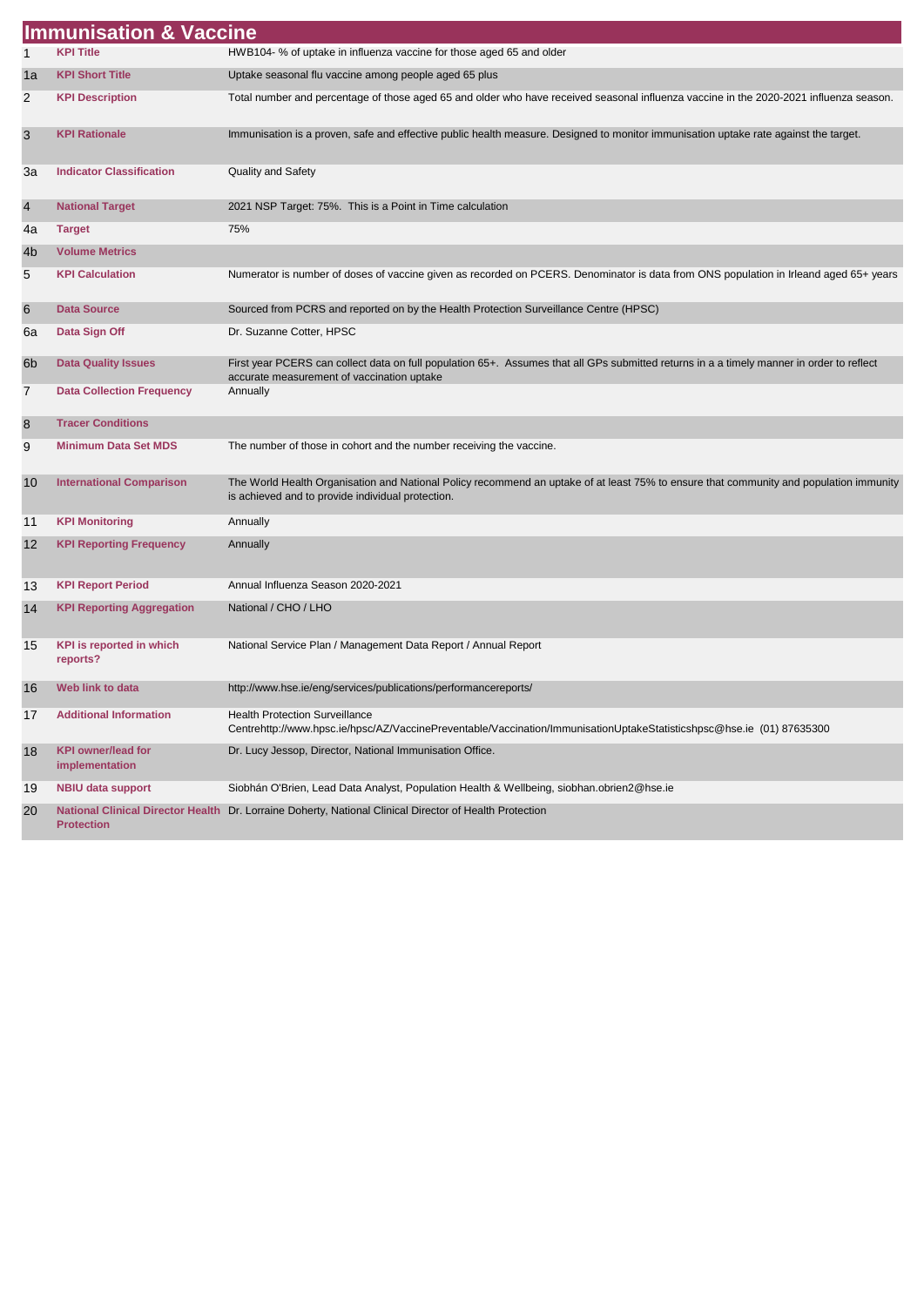# Immunisation & Vaccine

| | | |
|---|---|---|
| 1 | **KPI Title** | HWB104- % of uptake in influenza vaccine for those aged 65 and older |
| 1a | **KPI Short Title** | Uptake seasonal flu vaccine among people aged 65 plus |
| 2 | **KPI Description** | Total number and percentage of those aged 65 and older who have received seasonal influenza vaccine in the 2020-2021 influenza season. |
| 3 | **KPI Rationale** | Immunisation is a proven, safe and effective public health measure. Designed to monitor immunisation uptake rate against the target. |
| 3a | **Indicator Classification** | Quality and Safety |
| 4 | **National Target** | 2021 NSP Target: 75%. This is a Point in Time calculation |
| 4a | **Target** | 75% |
| 4b | **Volume Metrics** | |
| 5 | **KPI Calculation** | Numerator is number of doses of vaccine given as recorded on PCERS. Denominator is data from ONS population in Irleand aged 65+ years |
| 6 | **Data Source** | Sourced from PCRS and reported on by the Health Protection Surveillance Centre (HPSC) |
| 6a | **Data Sign Off** | Dr. Suzanne Cotter, HPSC |
| 6b | **Data Quality Issues** | First year PCERS can collect data on full population 65+. Assumes that all GPs submitted returns in a a timely manner in order to reflect accurate measurement of vaccination uptake |
| 7 | **Data Collection Frequency** | Annually |
| 8 | **Tracer Conditions** | |
| 9 | **Minimum Data Set MDS** | The number of those in cohort and the number receiving the vaccine. |
| 10 | **International Comparison** | The World Health Organisation and National Policy recommend an uptake of at least 75% to ensure that community and population immunity is achieved and to provide individual protection. |
| 11 | **KPI Monitoring** | Annually |
| 12 | **KPI Reporting Frequency** | Annually |
| 13 | **KPI Report Period** | Annual Influenza Season 2020-2021 |
| 14 | **KPI Reporting Aggregation** | National / CHO / LHO |
| 15 | **KPI is reported in which reports?** | National Service Plan / Management Data Report / Annual Report |
| 16 | **Web link to data** | http://www.hse.ie/eng/services/publications/performancereports/ |
| 17 | **Additional Information** | Health Protection Surveillance Centrehttp://www.hpsc.ie/hpsc/AZ/VaccinePreventable/Vaccination/ImmunisationUptakeStatisticshpsc@hse.ie (01) 87635300 |
| 18 | **KPI owner/lead for implementation** | Dr. Lucy Jessop, Director, National Immunisation Office. |
| 19 | **NBIU data support** | Siobhán O'Brien, Lead Data Analyst, Population Health & Wellbeing, siobhan.obrien2@hse.ie |
| 20 | **National Clinical Director Health Protection** | Dr. Lorraine Doherty, National Clinical Director of Health Protection |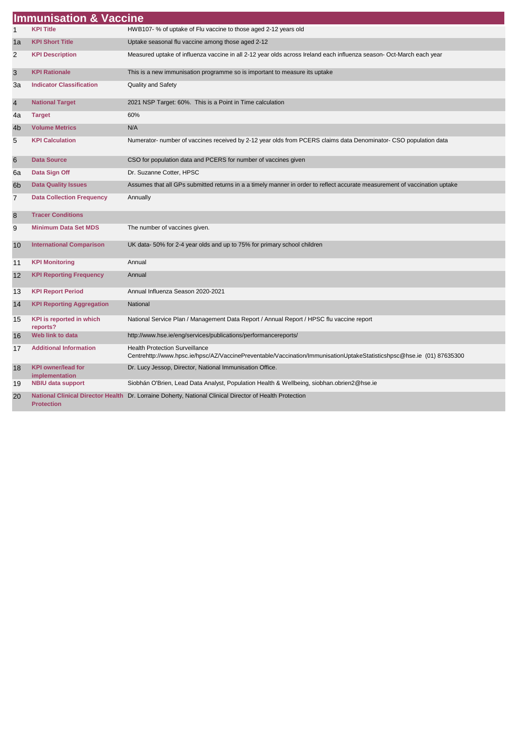# Immunisation & Vaccine

| | | |
|---|---|---|
| 1 | **KPI Title** | HWB107- % of uptake of Flu vaccine to those aged 2-12 years old |
| 1a | **KPI Short Title** | Uptake seasonal flu vaccine among those aged 2-12 |
| 2 | **KPI Description** | Measured uptake of influenza vaccine in all 2-12 year olds across Ireland each influenza season- Oct-March each year |
| 3 | **KPI Rationale** | This is a new immunisation programme so is important to measure its uptake |
| 3a | **Indicator Classification** | Quality and Safety |
| 4 | **National Target** | 2021 NSP Target: 60%. This is a Point in Time calculation |
| 4a | **Target** | 60% |
| 4b | **Volume Metrics** | N/A |
| 5 | **KPI Calculation** | Numerator- number of vaccines received by 2-12 year olds from PCERS claims data Denominator- CSO population data |
| 6 | **Data Source** | CSO for population data and PCERS for number of vaccines given |
| 6a | **Data Sign Off** | Dr. Suzanne Cotter, HPSC |
| 6b | **Data Quality Issues** | Assumes that all GPs submitted returns in a a timely manner in order to reflect accurate measurement of vaccination uptake |
| 7 | **Data Collection Frequency** | Annually |
| 8 | **Tracer Conditions** | |
| 9 | **Minimum Data Set MDS** | The number of vaccines given. |
| 10 | **International Comparison** | UK data- 50% for 2-4 year olds and up to 75% for primary school children |
| 11 | **KPI Monitoring** | Annual |
| 12 | **KPI Reporting Frequency** | Annual |
| 13 | **KPI Report Period** | Annual Influenza Season 2020-2021 |
| 14 | **KPI Reporting Aggregation** | National |
| 15 | **KPI is reported in which reports?** | National Service Plan / Management Data Report / Annual Report / HPSC flu vaccine report |
| 16 | **Web link to data** | http://www.hse.ie/eng/services/publications/performancereports/ |
| 17 | **Additional Information** | Health Protection Surveillance Centrehttp://www.hpsc.ie/hpsc/AZ/VaccinePreventable/Vaccination/ImmunisationUptakeStatisticshpsc@hse.ie (01) 87635300 |
| 18 | **KPI owner/lead for implementation** | Dr. Lucy Jessop, Director, National Immunisation Office. |
| 19 | **NBIU data support** | Siobhán O'Brien, Lead Data Analyst, Population Health & Wellbeing, siobhan.obrien2@hse.ie |
| 20 | **National Clinical Director Health Protection** | Dr. Lorraine Doherty, National Clinical Director of Health Protection |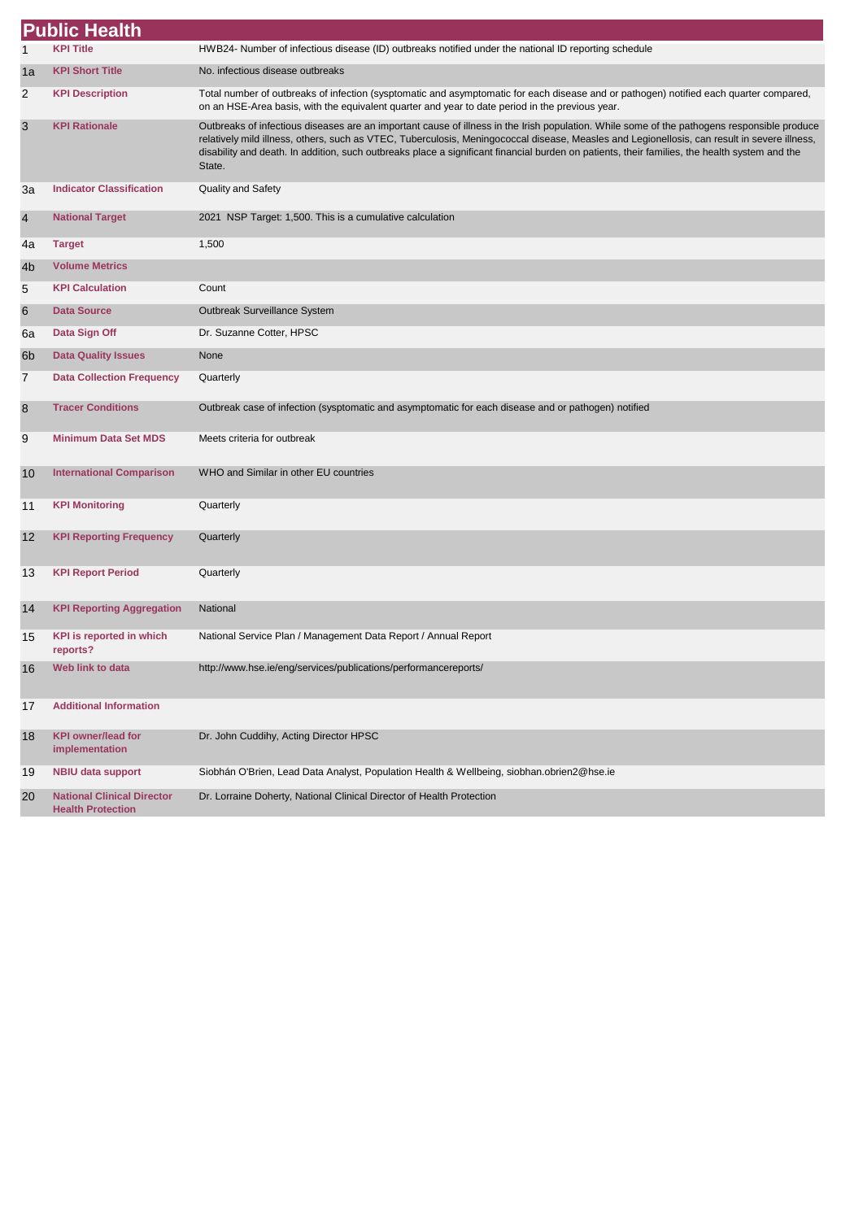# Public Health

| | | |
|---|---|---|
| 1 | **KPI Title** | HWB24- Number of infectious disease (ID) outbreaks notified under the national ID reporting schedule |
| 1a | **KPI Short Title** | No. infectious disease outbreaks |
| 2 | **KPI Description** | Total number of outbreaks of infection (sysptomatic and asymptomatic for each disease and or pathogen) notified each quarter compared, on an HSE-Area basis, with the equivalent quarter and year to date period in the previous year. |
| 3 | **KPI Rationale** | Outbreaks of infectious diseases are an important cause of illness in the Irish population. While some of the pathogens responsible produce relatively mild illness, others, such as VTEC, Tuberculosis, Meningococcal disease, Measles and Legionellosis, can result in severe illness, disability and death. In addition, such outbreaks place a significant financial burden on patients, their families, the health system and the State. |
| 3a | **Indicator Classification** | Quality and Safety |
| 4 | **National Target** | 2021 NSP Target: 1,500. This is a cumulative calculation |
| 4a | **Target** | 1,500 |
| 4b | **Volume Metrics** | |
| 5 | **KPI Calculation** | Count |
| 6 | **Data Source** | Outbreak Surveillance System |
| 6a | **Data Sign Off** | Dr. Suzanne Cotter, HPSC |
| 6b | **Data Quality Issues** | None |
| 7 | **Data Collection Frequency** | Quarterly |
| 8 | **Tracer Conditions** | Outbreak case of infection (sysptomatic and asymptomatic for each disease and or pathogen) notified |
| 9 | **Minimum Data Set MDS** | Meets criteria for outbreak |
| 10 | **International Comparison** | WHO and Similar in other EU countries |
| 11 | **KPI Monitoring** | Quarterly |
| 12 | **KPI Reporting Frequency** | Quarterly |
| 13 | **KPI Report Period** | Quarterly |
| 14 | **KPI Reporting Aggregation** | National |
| 15 | **KPI is reported in which reports?** | National Service Plan / Management Data Report / Annual Report |
| 16 | **Web link to data** | http://www.hse.ie/eng/services/publications/performancereports/ |
| 17 | **Additional Information** | |
| 18 | **KPI owner/lead for implementation** | Dr. John Cuddihy, Acting Director HPSC |
| 19 | **NBIU data support** | Siobhán O'Brien, Lead Data Analyst, Population Health & Wellbeing, siobhan.obrien2@hse.ie |
| 20 | **National Clinical Director Health Protection** | Dr. Lorraine Doherty, National Clinical Director of Health Protection |